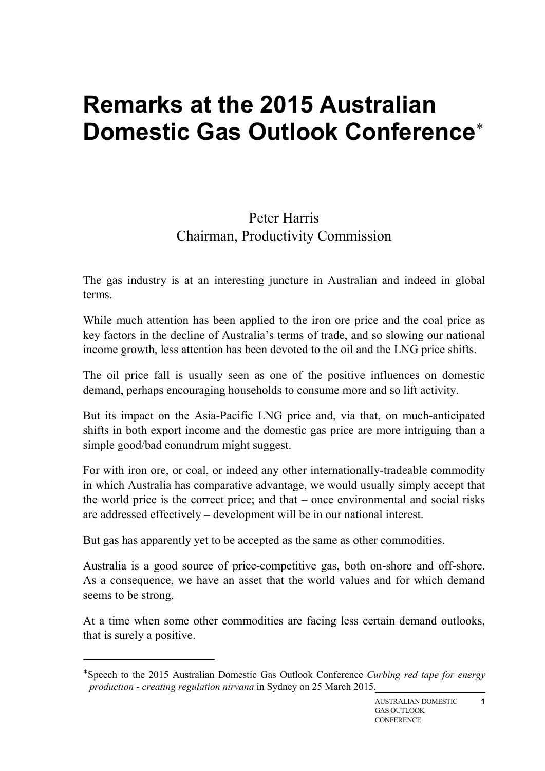# Remarks at the 2015 Australian Domestic Gas Outlook Conference*

Peter Harris
Chairman, Productivity Commission

The gas industry is at an interesting juncture in Australian and indeed in global terms.

While much attention has been applied to the iron ore price and the coal price as key factors in the decline of Australia's terms of trade, and so slowing our national income growth, less attention has been devoted to the oil and the LNG price shifts.

The oil price fall is usually seen as one of the positive influences on domestic demand, perhaps encouraging households to consume more and so lift activity.

But its impact on the Asia-Pacific LNG price and, via that, on much-anticipated shifts in both export income and the domestic gas price are more intriguing than a simple good/bad conundrum might suggest.

For with iron ore, or coal, or indeed any other internationally-tradeable commodity in which Australia has comparative advantage, we would usually simply accept that the world price is the correct price; and that – once environmental and social risks are addressed effectively – development will be in our national interest.

But gas has apparently yet to be accepted as the same as other commodities.

Australia is a good source of price-competitive gas, both on-shore and off-shore. As a consequence, we have an asset that the world values and for which demand seems to be strong.

At a time when some other commodities are facing less certain demand outlooks, that is surely a positive.

---

*Speech to the 2015 Australian Domestic Gas Outlook Conference *Curbing red tape for energy production - creating regulation nirvana* in Sydney on 25 March 2015.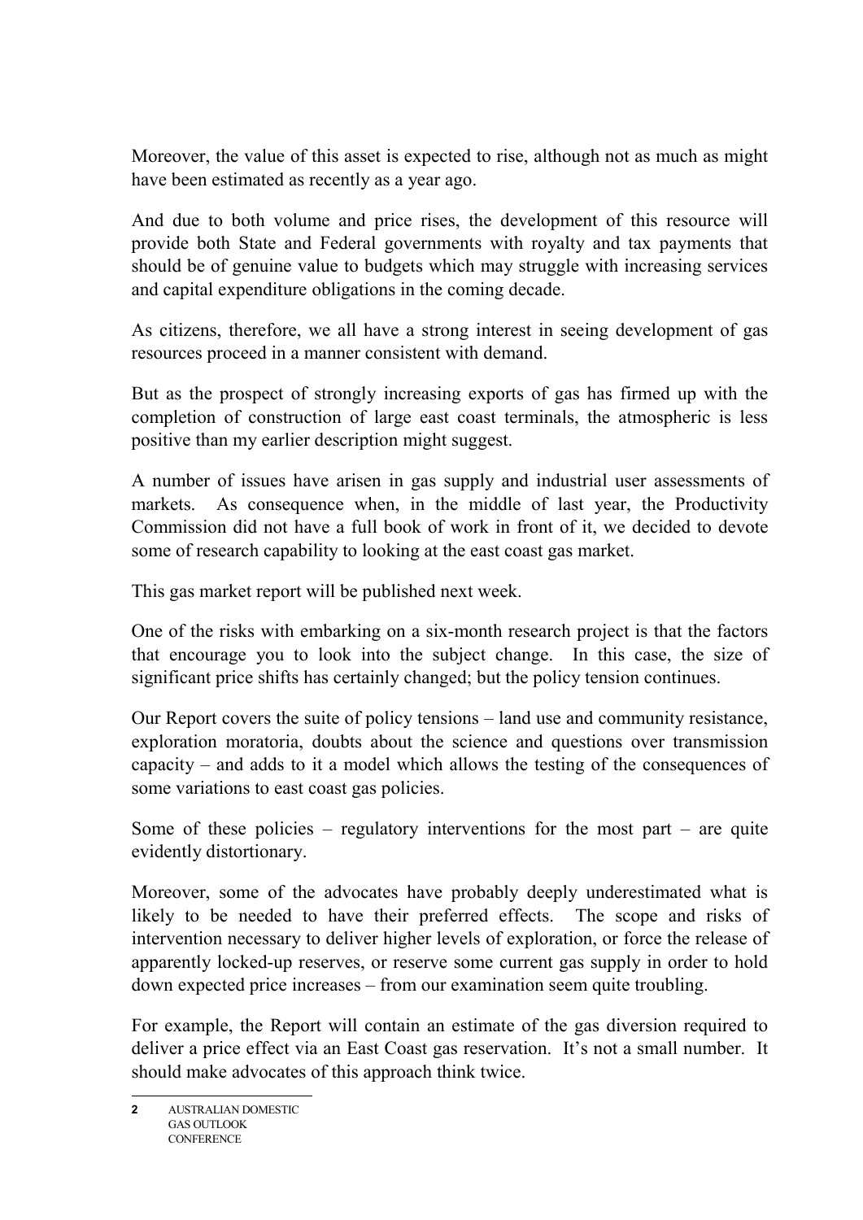Moreover, the value of this asset is expected to rise, although not as much as might have been estimated as recently as a year ago.

And due to both volume and price rises, the development of this resource will provide both State and Federal governments with royalty and tax payments that should be of genuine value to budgets which may struggle with increasing services and capital expenditure obligations in the coming decade.

As citizens, therefore, we all have a strong interest in seeing development of gas resources proceed in a manner consistent with demand.

But as the prospect of strongly increasing exports of gas has firmed up with the completion of construction of large east coast terminals, the atmospheric is less positive than my earlier description might suggest.

A number of issues have arisen in gas supply and industrial user assessments of markets. As consequence when, in the middle of last year, the Productivity Commission did not have a full book of work in front of it, we decided to devote some of research capability to looking at the east coast gas market.

This gas market report will be published next week.

One of the risks with embarking on a six-month research project is that the factors that encourage you to look into the subject change. In this case, the size of significant price shifts has certainly changed; but the policy tension continues.

Our Report covers the suite of policy tensions – land use and community resistance, exploration moratoria, doubts about the science and questions over transmission capacity – and adds to it a model which allows the testing of the consequences of some variations to east coast gas policies.

Some of these policies – regulatory interventions for the most part – are quite evidently distortionary.

Moreover, some of the advocates have probably deeply underestimated what is likely to be needed to have their preferred effects. The scope and risks of intervention necessary to deliver higher levels of exploration, or force the release of apparently locked-up reserves, or reserve some current gas supply in order to hold down expected price increases – from our examination seem quite troubling.

For example, the Report will contain an estimate of the gas diversion required to deliver a price effect via an East Coast gas reservation. It's not a small number. It should make advocates of this approach think twice.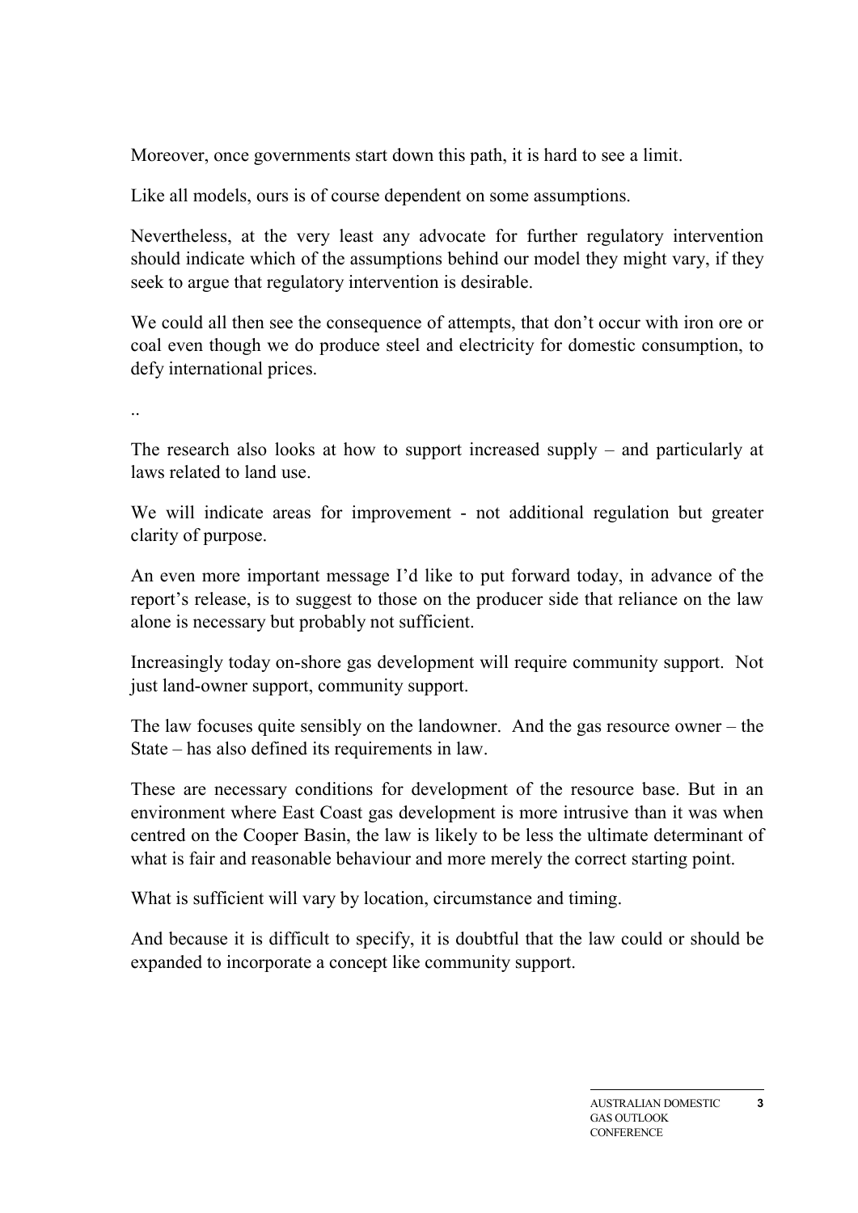Moreover, once governments start down this path, it is hard to see a limit.

Like all models, ours is of course dependent on some assumptions.

Nevertheless, at the very least any advocate for further regulatory intervention should indicate which of the assumptions behind our model they might vary, if they seek to argue that regulatory intervention is desirable.

We could all then see the consequence of attempts, that don't occur with iron ore or coal even though we do produce steel and electricity for domestic consumption, to defy international prices.

..

The research also looks at how to support increased supply – and particularly at laws related to land use.

We will indicate areas for improvement - not additional regulation but greater clarity of purpose.

An even more important message I'd like to put forward today, in advance of the report's release, is to suggest to those on the producer side that reliance on the law alone is necessary but probably not sufficient.

Increasingly today on-shore gas development will require community support. Not just land-owner support, community support.

The law focuses quite sensibly on the landowner. And the gas resource owner – the State – has also defined its requirements in law.

These are necessary conditions for development of the resource base. But in an environment where East Coast gas development is more intrusive than it was when centred on the Cooper Basin, the law is likely to be less the ultimate determinant of what is fair and reasonable behaviour and more merely the correct starting point.

What is sufficient will vary by location, circumstance and timing.

And because it is difficult to specify, it is doubtful that the law could or should be expanded to incorporate a concept like community support.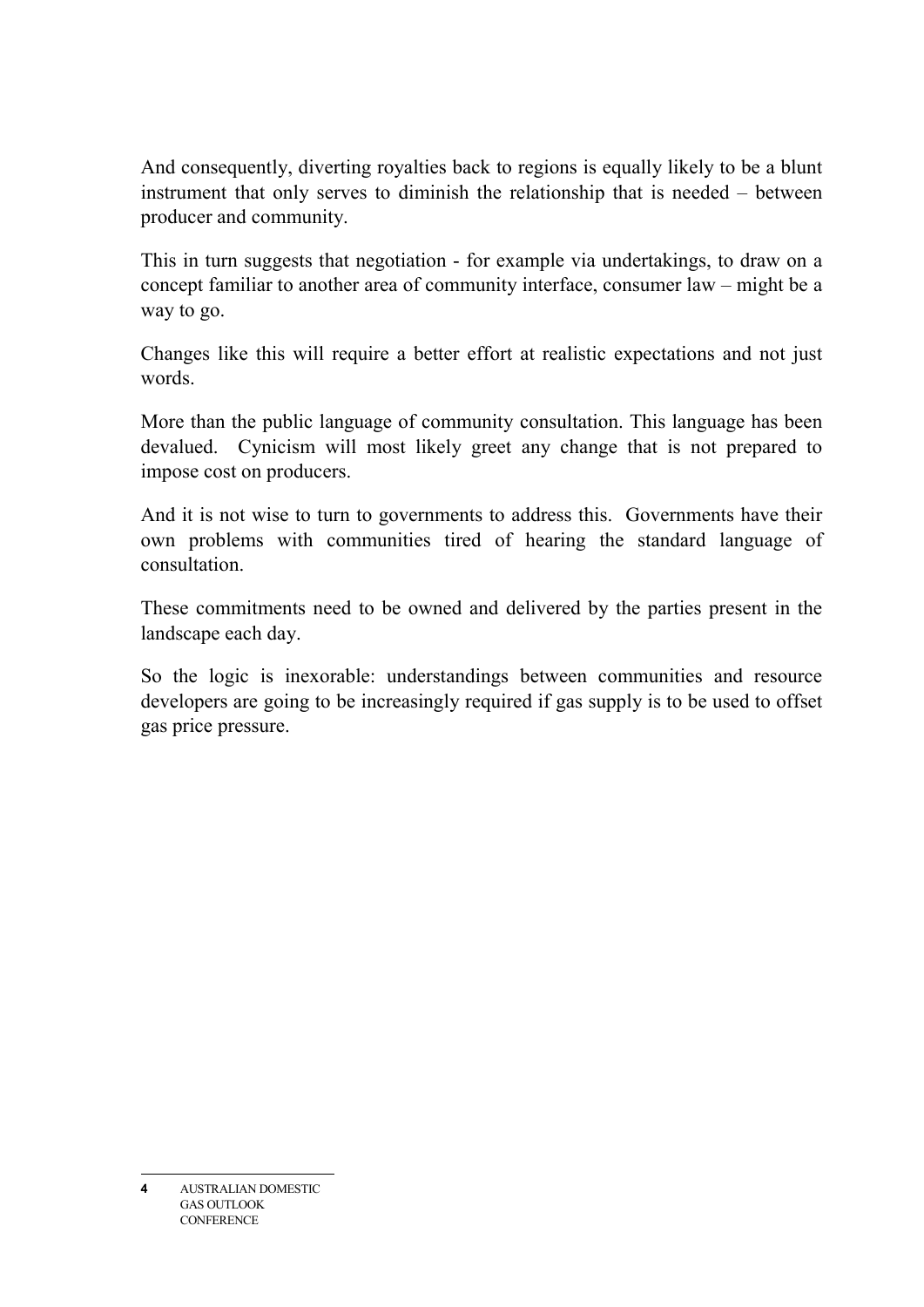And consequently, diverting royalties back to regions is equally likely to be a blunt instrument that only serves to diminish the relationship that is needed – between producer and community.

This in turn suggests that negotiation - for example via undertakings, to draw on a concept familiar to another area of community interface, consumer law – might be a way to go.

Changes like this will require a better effort at realistic expectations and not just words.

More than the public language of community consultation. This language has been devalued. Cynicism will most likely greet any change that is not prepared to impose cost on producers.

And it is not wise to turn to governments to address this. Governments have their own problems with communities tired of hearing the standard language of consultation.

These commitments need to be owned and delivered by the parties present in the landscape each day.

So the logic is inexorable: understandings between communities and resource developers are going to be increasingly required if gas supply is to be used to offset gas price pressure.